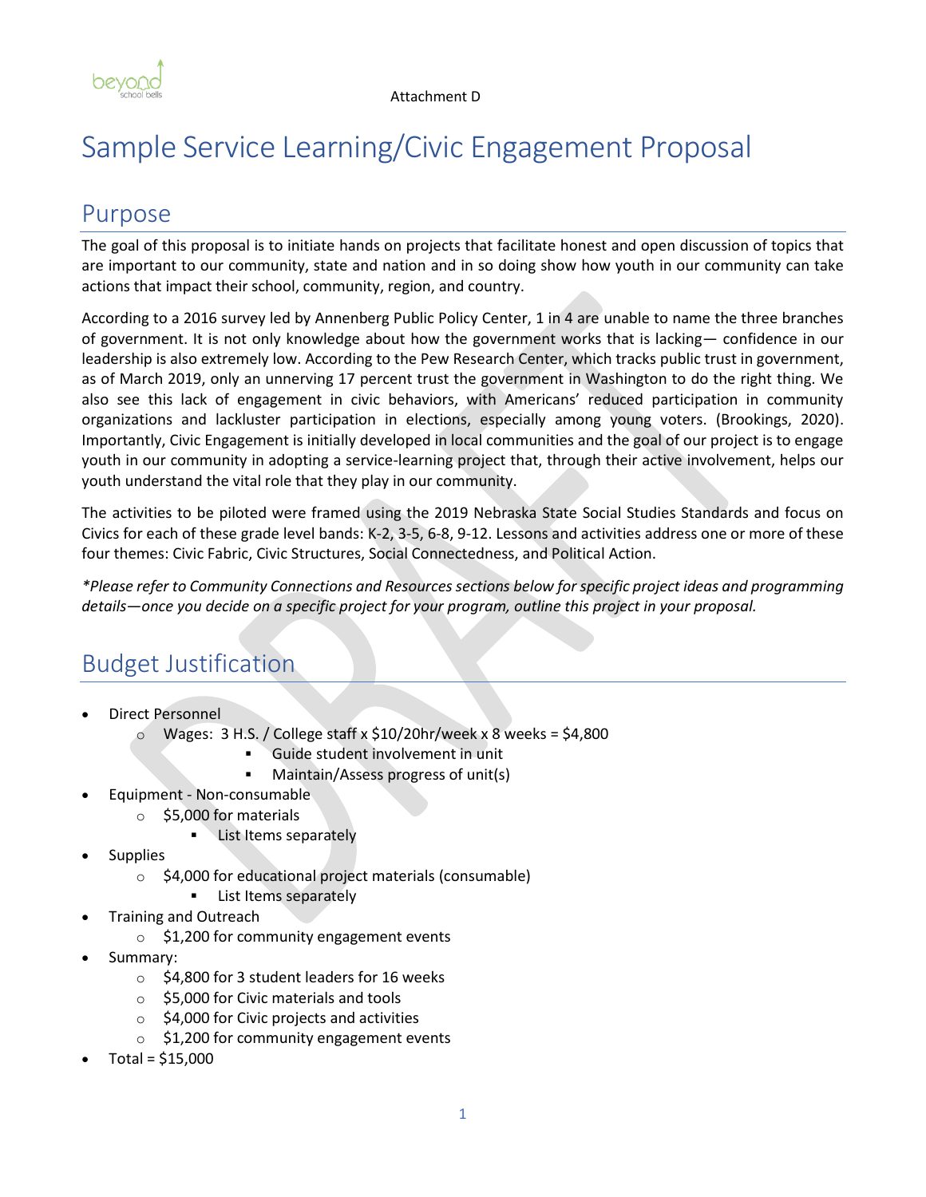Attachment D

# Sample Service Learning/Civic Engagement Proposal

## Purpose

The goal of this proposal is to initiate hands on projects that facilitate honest and open discussion of topics that are important to our community, state and nation and in so doing show how youth in our community can take actions that impact their school, community, region, and country.

According to a 2016 survey led by Annenberg Public Policy Center, 1 in 4 are unable to name the three branches of government. It is not only knowledge about how the government works that is lacking— confidence in our leadership is also extremely low. According to the Pew Research Center, which tracks public trust in government, as of March 2019, only an unnerving 17 percent trust the government in Washington to do the right thing. We also see this lack of engagement in civic behaviors, with Americans' reduced participation in community organizations and lackluster participation in elections, especially among young voters. (Brookings, 2020). Importantly, Civic Engagement is initially developed in local communities and the goal of our project is to engage youth in our community in adopting a service-learning project that, through their active involvement, helps our youth understand the vital role that they play in our community.

The activities to be piloted were framed using the 2019 Nebraska State Social Studies Standards and focus on Civics for each of these grade level bands: K-2, 3-5, 6-8, 9-12. Lessons and activities address one or more of these four themes: Civic Fabric, Civic Structures, Social Connectedness, and Political Action.

*\*Please refer to Community Connections and Resources sections below for specific project ideas and programming details—once you decide on a specific project for your program, outline this project in your proposal.*

## Budget Justification

- Direct Personnel
  - Wages: 3 H.S. / College staff x $10/20hr/week x 8 weeks = $4,800
    - Guide student involvement in unit
    - Maintain/Assess progress of unit(s)
- Equipment - Non-consumable
  - $5,000 for materials
    - List Items separately
- Supplies
  - $4,000 for educational project materials (consumable)
    - List Items separately
- Training and Outreach
  - $1,200 for community engagement events
- Summary:
  - $4,800 for 3 student leaders for 16 weeks
  - $5,000 for Civic materials and tools
  - $4,000 for Civic projects and activities
  - $1,200 for community engagement events
- Total = $15,000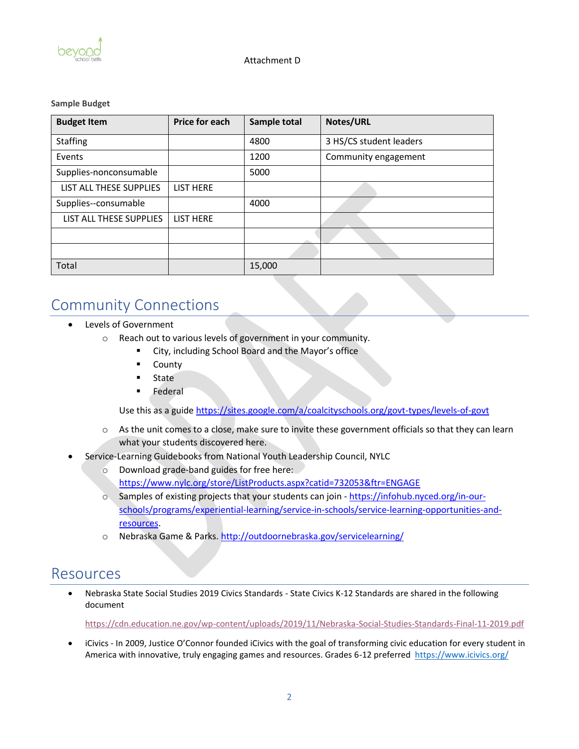Attachment D

**Sample Budget**

| Budget Item | Price for each | Sample total | Notes/URL |
|---|---|---|---|
| Staffing | | 4800 | 3 HS/CS student leaders |
| Events | | 1200 | Community engagement |
| Supplies-nonconsumable | | 5000 | |
| LIST ALL THESE SUPPLIES | LIST HERE | | |
| Supplies--consumable | | 4000 | |
| LIST ALL THESE SUPPLIES | LIST HERE | | |
| | | | |
| | | | |
| Total | | 15,000 | |

## Community Connections

- Levels of Government
  - Reach out to various levels of government in your community.
    - City, including School Board and the Mayor's office
    - County
    - State
    - Federal

    Use this as a guide https://sites.google.com/a/coalcityschools.org/govt-types/levels-of-govt
  - As the unit comes to a close, make sure to invite these government officials so that they can learn what your students discovered here.
- Service-Learning Guidebooks from National Youth Leadership Council, NYLC
  - Download grade-band guides for free here: https://www.nylc.org/store/ListProducts.aspx?catid=732053&ftr=ENGAGE
  - Samples of existing projects that your students can join - https://infohub.nyced.org/in-our-schools/programs/experiential-learning/service-in-schools/service-learning-opportunities-and-resources.
  - Nebraska Game & Parks. http://outdoornebraska.gov/servicelearning/

## Resources

- Nebraska State Social Studies 2019 Civics Standards - State Civics K-12 Standards are shared in the following document

  https://cdn.education.ne.gov/wp-content/uploads/2019/11/Nebraska-Social-Studies-Standards-Final-11-2019.pdf
- iCivics - In 2009, Justice O'Connor founded iCivics with the goal of transforming civic education for every student in America with innovative, truly engaging games and resources. Grades 6-12 preferred https://www.icivics.org/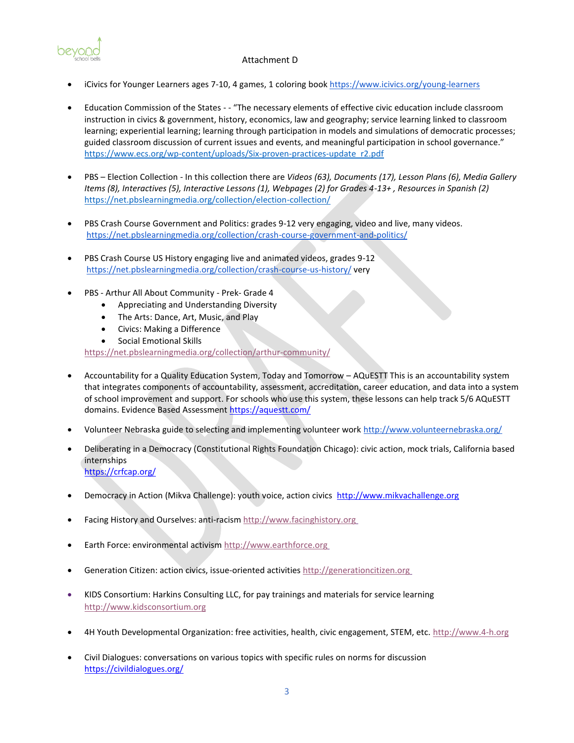Attachment D

- iCivics for Younger Learners ages 7-10, 4 games, 1 coloring book https://www.icivics.org/young-learners

- Education Commission of the States - - "The necessary elements of effective civic education include classroom instruction in civics & government, history, economics, law and geography; service learning linked to classroom learning; experiential learning; learning through participation in models and simulations of democratic processes; guided classroom discussion of current issues and events, and meaningful participation in school governance." https://www.ecs.org/wp-content/uploads/Six-proven-practices-update_r2.pdf

- PBS – Election Collection - In this collection there are *Videos (63), Documents (17), Lesson Plans (6), Media Gallery Items (8), Interactives (5), Interactive Lessons (1), Webpages (2) for Grades 4-13+ , Resources in Spanish (2)* https://net.pbslearningmedia.org/collection/election-collection/

- PBS Crash Course Government and Politics: grades 9-12 very engaging, video and live, many videos. https://net.pbslearningmedia.org/collection/crash-course-government-and-politics/

- PBS Crash Course US History engaging live and animated videos, grades 9-12 https://net.pbslearningmedia.org/collection/crash-course-us-history/ very

- PBS - Arthur All About Community - Prek- Grade 4
  - Appreciating and Understanding Diversity
  - The Arts: Dance, Art, Music, and Play
  - Civics: Making a Difference
  - Social Emotional Skills

  https://net.pbslearningmedia.org/collection/arthur-community/

- Accountability for a Quality Education System, Today and Tomorrow – AQuESTT This is an accountability system that integrates components of accountability, assessment, accreditation, career education, and data into a system of school improvement and support. For schools who use this system, these lessons can help track 5/6 AQuESTT domains. Evidence Based Assessment https://aquestt.com/

- Volunteer Nebraska guide to selecting and implementing volunteer work http://www.volunteernebraska.org/

- Deliberating in a Democracy (Constitutional Rights Foundation Chicago): civic action, mock trials, California based internships https://crfcap.org/

- Democracy in Action (Mikva Challenge): youth voice, action civics http://www.mikvachallenge.org

- Facing History and Ourselves: anti-racism http://www.facinghistory.org

- Earth Force: environmental activism http://www.earthforce.org

- Generation Citizen: action civics, issue-oriented activities http://generationcitizen.org

- KIDS Consortium: Harkins Consulting LLC, for pay trainings and materials for service learning http://www.kidsconsortium.org

- 4H Youth Developmental Organization: free activities, health, civic engagement, STEM, etc. http://www.4-h.org

- Civil Dialogues: conversations on various topics with specific rules on norms for discussion https://civildialogues.org/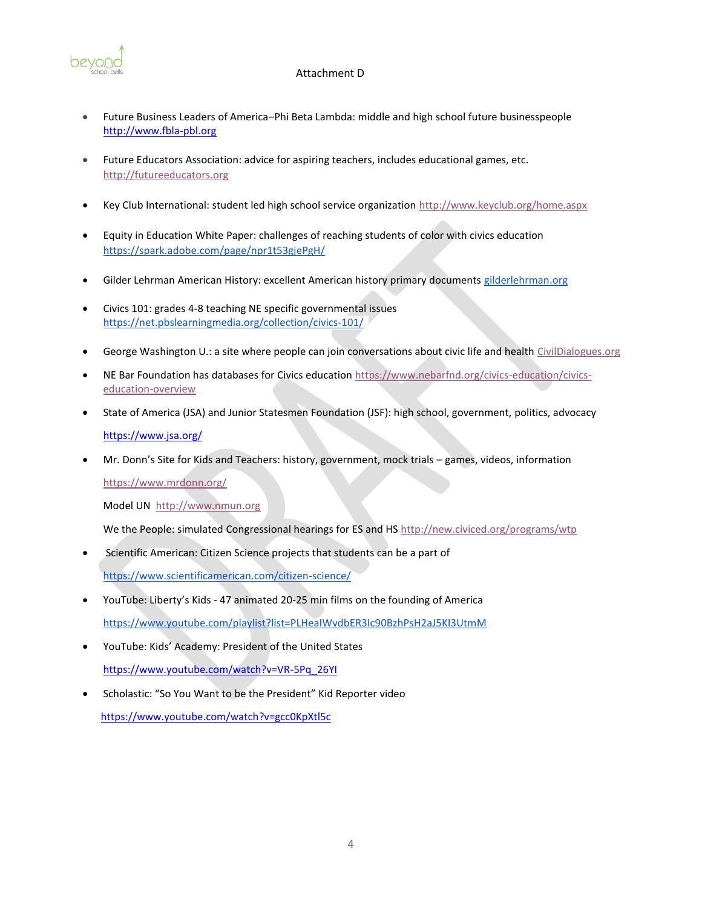Attachment D

- Future Business Leaders of America–Phi Beta Lambda: middle and high school future businesspeople http://www.fbla-pbl.org
- Future Educators Association: advice for aspiring teachers, includes educational games, etc. http://futureeducators.org
- Key Club International: student led high school service organization http://www.keyclub.org/home.aspx
- Equity in Education White Paper: challenges of reaching students of color with civics education https://spark.adobe.com/page/npr1t53gjePgH/
- Gilder Lehrman American History: excellent American history primary documents gilderlehrman.org
- Civics 101: grades 4-8 teaching NE specific governmental issues https://net.pbslearningmedia.org/collection/civics-101/
- George Washington U.: a site where people can join conversations about civic life and health CivilDialogues.org
- NE Bar Foundation has databases for Civics education https://www.nebarfnd.org/civics-education/civics-education-overview
- State of America (JSA) and Junior Statesmen Foundation (JSF): high school, government, politics, advocacy

  https://www.jsa.org/
- Mr. Donn's Site for Kids and Teachers: history, government, mock trials – games, videos, information

  https://www.mrdonn.org/

  Model UN http://www.nmun.org

  We the People: simulated Congressional hearings for ES and HS http://new.civiced.org/programs/wtp
- Scientific American: Citizen Science projects that students can be a part of

  https://www.scientificamerican.com/citizen-science/
- YouTube: Liberty's Kids - 47 animated 20-25 min films on the founding of America

  https://www.youtube.com/playlist?list=PLHealWvdbER3Ic90BzhPsH2aJ5KI3UtmM
- YouTube: Kids' Academy: President of the United States

  https://www.youtube.com/watch?v=VR-5Pq_26YI
- Scholastic: "So You Want to be the President" Kid Reporter video

  https://www.youtube.com/watch?v=gcc0KpXtl5c